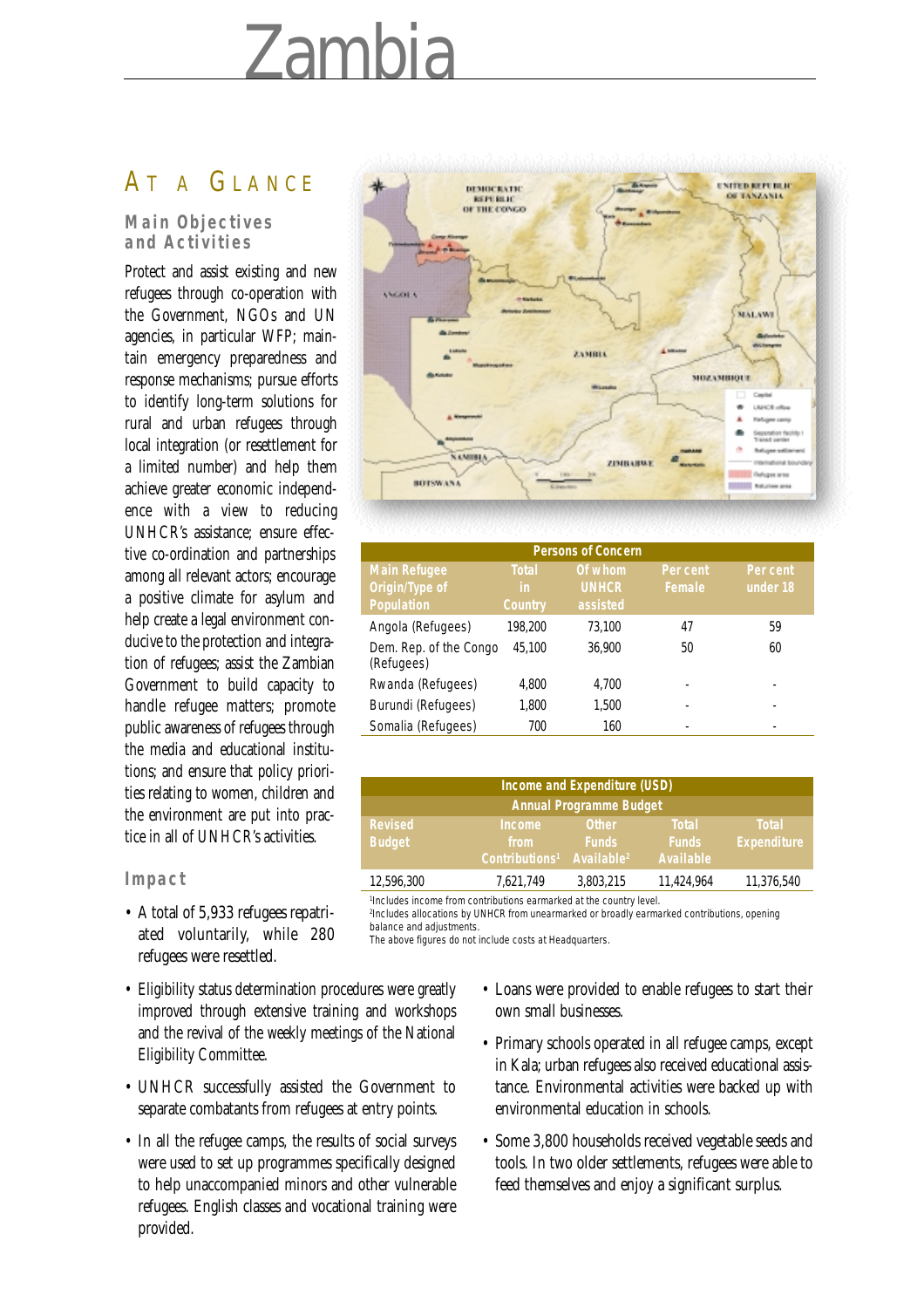# Zambia

## AT A GLANCE

### Main Objectives and Activities

Protect and assist existing and new refugees through co-operation with the Government, NGOs and UN agencies, in particular WFP; maintain emergency preparedness and response mechanisms; pursue efforts to identify long-term solutions for rural and urban refugees through local integration (or resettlement for a limited number) and help them achieve greater economic independence with a view to reducing UNHCR's assistance; ensure effective co-ordination and partnerships among all relevant actors; encourage a positive climate for asylum and help create a legal environment conducive to the protection and integration of refugees; assist the Zambian Government to build capacity to handle refugee matters; promote public awareness of refugees through the media and educational institutions; and ensure that policy priorities relating to women, children and the environment are put into practice in all of UNHCR's activities.

### Impact

- A total of 5,933 refugees repatriated voluntarily, while 280 refugees were resettled.
- Eligibility status determination procedures were greatly improved through extensive training and workshops and the revival of the weekly meetings of the National Eligibility Committee.
- UNHCR successfully assisted the Government to separate combatants from refugees at entry points.
- In all the refugee camps, the results of social surveys were used to set up programmes specifically designed to help unaccompanied minors and other vulnerable refugees. English classes and vocational training were provided.
- Loans were provided to enable refugees to start their own small businesses.
- Primary schools operated in all refugee camps, except in Kala; urban refugees also received educational assistance. Environmental activities were backed up with environmental education in schools.
- Some 3,800 households received vegetable seeds and tools. In two older settlements, refugees were able to feed themselves and enjoy a significant surplus.

**Persons of Concern**

| Main Refugee Origin/Type of Population | Total in Country | Of whom UNHCR assisted | Per cent Female | Per cent under 18 |
|---|---|---|---|---|
| Angola (Refugees) | 198,200 | 73,100 | 47 | 59 |
| Dem. Rep. of the Congo (Refugees) | 45,100 | 36,900 | 50 | 60 |
| Rwanda (Refugees) | 4,800 | 4,700 | - | - |
| Burundi (Refugees) | 1,800 | 1,500 | - | - |
| Somalia (Refugees) | 700 | 160 | - | - |

**Income and Expenditure (USD)**

| Annual Programme Budget | | | | |
|---|---|---|---|---|
| Revised Budget | Income from Contributions[1] | Other Funds Available[2] | Total Funds Available | Total Expenditure |
| 12,596,300 | 7,621,749 | 3,803,215 | 11,424,964 | 11,376,540 |

[1] Includes income from contributions earmarked at the country level.
[2] Includes allocations by UNHCR from unearmarked or broadly earmarked contributions, opening balance and adjustments.
The above figures do not include costs at Headquarters.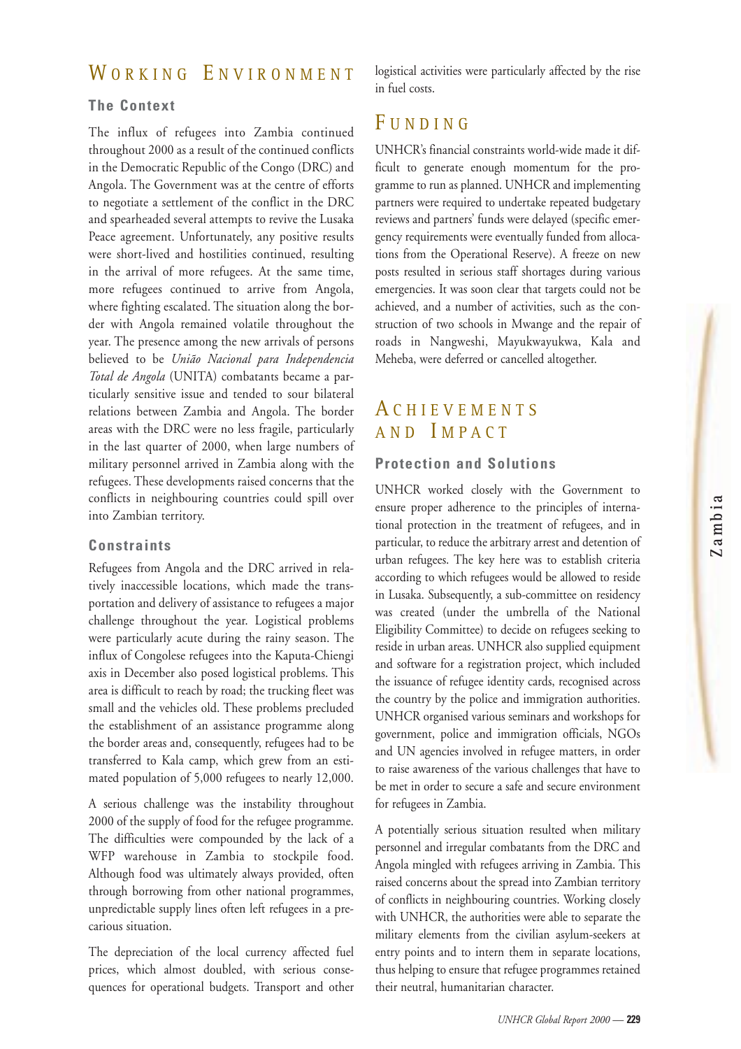## WORKING ENVIRONMENT

### The Context

The influx of refugees into Zambia continued throughout 2000 as a result of the continued conflicts in the Democratic Republic of the Congo (DRC) and Angola. The Government was at the centre of efforts to negotiate a settlement of the conflict in the DRC and spearheaded several attempts to revive the Lusaka Peace agreement. Unfortunately, any positive results were short-lived and hostilities continued, resulting in the arrival of more refugees. At the same time, more refugees continued to arrive from Angola, where fighting escalated. The situation along the border with Angola remained volatile throughout the year. The presence among the new arrivals of persons believed to be *União Nacional para Independencia Total de Angola* (UNITA) combatants became a particularly sensitive issue and tended to sour bilateral relations between Zambia and Angola. The border areas with the DRC were no less fragile, particularly in the last quarter of 2000, when large numbers of military personnel arrived in Zambia along with the refugees. These developments raised concerns that the conflicts in neighbouring countries could spill over into Zambian territory.

### Constraints

Refugees from Angola and the DRC arrived in relatively inaccessible locations, which made the transportation and delivery of assistance to refugees a major challenge throughout the year. Logistical problems were particularly acute during the rainy season. The influx of Congolese refugees into the Kaputa-Chiengi axis in December also posed logistical problems. This area is difficult to reach by road; the trucking fleet was small and the vehicles old. These problems precluded the establishment of an assistance programme along the border areas and, consequently, refugees had to be transferred to Kala camp, which grew from an estimated population of 5,000 refugees to nearly 12,000.

A serious challenge was the instability throughout 2000 of the supply of food for the refugee programme. The difficulties were compounded by the lack of a WFP warehouse in Zambia to stockpile food. Although food was ultimately always provided, often through borrowing from other national programmes, unpredictable supply lines often left refugees in a precarious situation.

The depreciation of the local currency affected fuel prices, which almost doubled, with serious consequences for operational budgets. Transport and other logistical activities were particularly affected by the rise in fuel costs.

## FUNDING

UNHCR's financial constraints world-wide made it difficult to generate enough momentum for the programme to run as planned. UNHCR and implementing partners were required to undertake repeated budgetary reviews and partners' funds were delayed (specific emergency requirements were eventually funded from allocations from the Operational Reserve). A freeze on new posts resulted in serious staff shortages during various emergencies. It was soon clear that targets could not be achieved, and a number of activities, such as the construction of two schools in Mwange and the repair of roads in Nangweshi, Mayukwayukwa, Kala and Meheba, were deferred or cancelled altogether.

## ACHIEVEMENTS AND IMPACT

### Protection and Solutions

UNHCR worked closely with the Government to ensure proper adherence to the principles of international protection in the treatment of refugees, and in particular, to reduce the arbitrary arrest and detention of urban refugees. The key here was to establish criteria according to which refugees would be allowed to reside in Lusaka. Subsequently, a sub-committee on residency was created (under the umbrella of the National Eligibility Committee) to decide on refugees seeking to reside in urban areas. UNHCR also supplied equipment and software for a registration project, which included the issuance of refugee identity cards, recognised across the country by the police and immigration authorities. UNHCR organised various seminars and workshops for government, police and immigration officials, NGOs and UN agencies involved in refugee matters, in order to raise awareness of the various challenges that have to be met in order to secure a safe and secure environment for refugees in Zambia.

A potentially serious situation resulted when military personnel and irregular combatants from the DRC and Angola mingled with refugees arriving in Zambia. This raised concerns about the spread into Zambian territory of conflicts in neighbouring countries. Working closely with UNHCR, the authorities were able to separate the military elements from the civilian asylum-seekers at entry points and to intern them in separate locations, thus helping to ensure that refugee programmes retained their neutral, humanitarian character.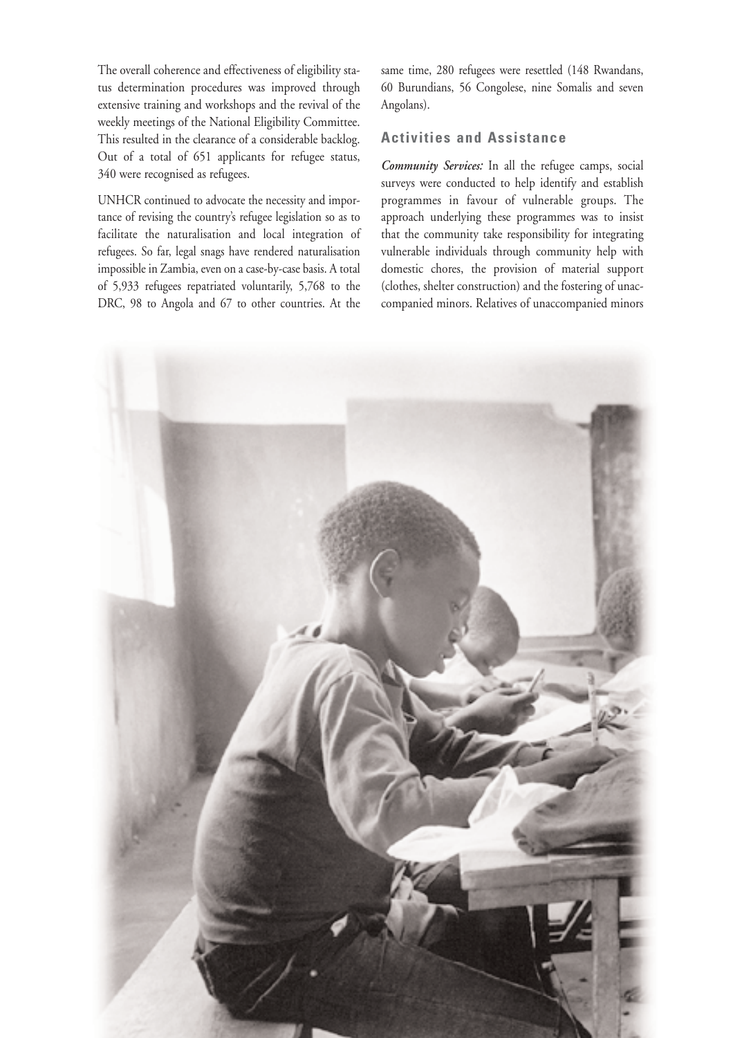The overall coherence and effectiveness of eligibility status determination procedures was improved through extensive training and workshops and the revival of the weekly meetings of the National Eligibility Committee. This resulted in the clearance of a considerable backlog. Out of a total of 651 applicants for refugee status, 340 were recognised as refugees.

UNHCR continued to advocate the necessity and importance of revising the country's refugee legislation so as to facilitate the naturalisation and local integration of refugees. So far, legal snags have rendered naturalisation impossible in Zambia, even on a case-by-case basis. A total of 5,933 refugees repatriated voluntarily, 5,768 to the DRC, 98 to Angola and 67 to other countries. At the same time, 280 refugees were resettled (148 Rwandans, 60 Burundians, 56 Congolese, nine Somalis and seven Angolans).

## Activities and Assistance

***Community Services:*** In all the refugee camps, social surveys were conducted to help identify and establish programmes in favour of vulnerable groups. The approach underlying these programmes was to insist that the community take responsibility for integrating vulnerable individuals through community help with domestic chores, the provision of material support (clothes, shelter construction) and the fostering of unaccompanied minors. Relatives of unaccompanied minors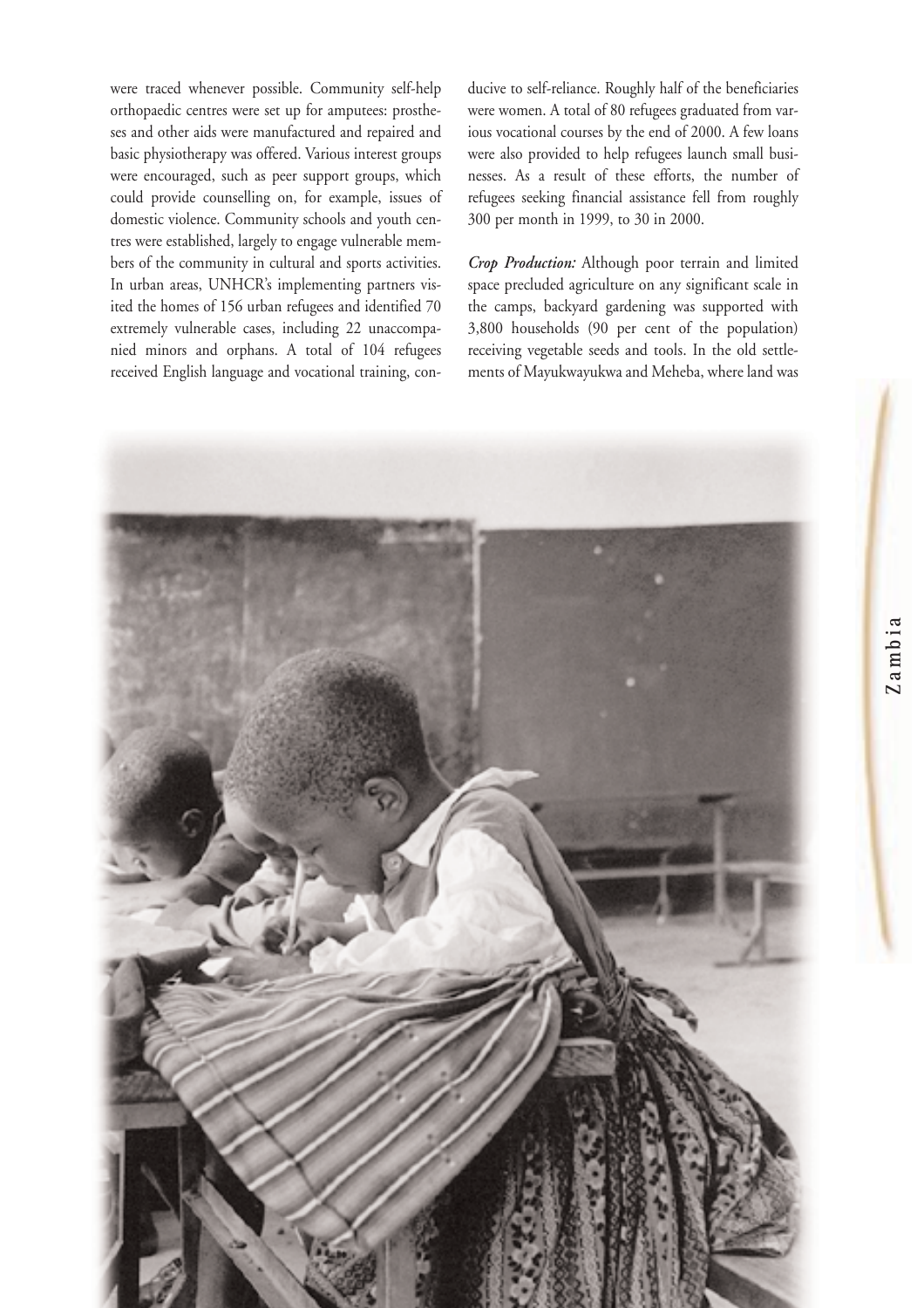were traced whenever possible. Community self-help orthopaedic centres were set up for amputees: prostheses and other aids were manufactured and repaired and basic physiotherapy was offered. Various interest groups were encouraged, such as peer support groups, which could provide counselling on, for example, issues of domestic violence. Community schools and youth centres were established, largely to engage vulnerable members of the community in cultural and sports activities. In urban areas, UNHCR's implementing partners visited the homes of 156 urban refugees and identified 70 extremely vulnerable cases, including 22 unaccompanied minors and orphans. A total of 104 refugees received English language and vocational training, conducive to self-reliance. Roughly half of the beneficiaries were women. A total of 80 refugees graduated from various vocational courses by the end of 2000. A few loans were also provided to help refugees launch small businesses. As a result of these efforts, the number of refugees seeking financial assistance fell from roughly 300 per month in 1999, to 30 in 2000.

***Crop Production:*** Although poor terrain and limited space precluded agriculture on any significant scale in the camps, backyard gardening was supported with 3,800 households (90 per cent of the population) receiving vegetable seeds and tools. In the old settlements of Mayukwayukwa and Meheba, where land was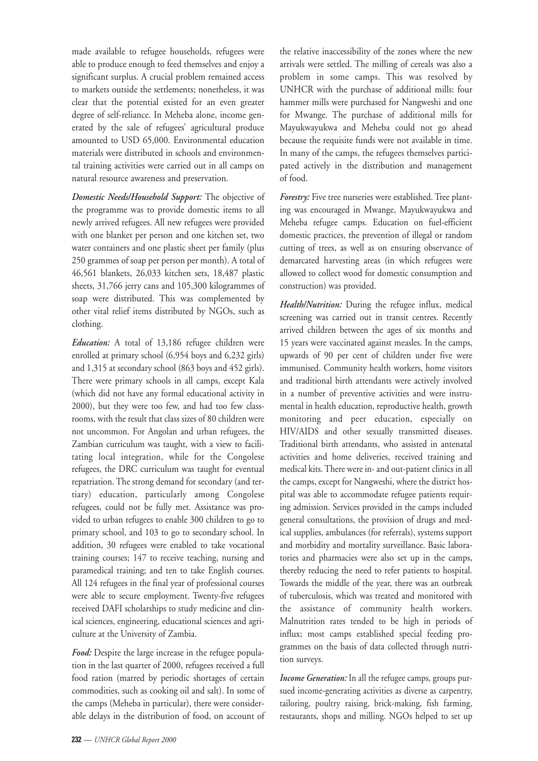made available to refugee households, refugees were able to produce enough to feed themselves and enjoy a significant surplus. A crucial problem remained access to markets outside the settlements; nonetheless, it was clear that the potential existed for an even greater degree of self-reliance. In Meheba alone, income generated by the sale of refugees' agricultural produce amounted to USD 65,000. Environmental education materials were distributed in schools and environmental training activities were carried out in all camps on natural resource awareness and preservation.

***Domestic Needs/Household Support:*** The objective of the programme was to provide domestic items to all newly arrived refugees. All new refugees were provided with one blanket per person and one kitchen set, two water containers and one plastic sheet per family (plus 250 grammes of soap per person per month). A total of 46,561 blankets, 26,033 kitchen sets, 18,487 plastic sheets, 31,766 jerry cans and 105,300 kilogrammes of soap were distributed. This was complemented by other vital relief items distributed by NGOs, such as clothing.

***Education:*** A total of 13,186 refugee children were enrolled at primary school (6,954 boys and 6,232 girls) and 1,315 at secondary school (863 boys and 452 girls). There were primary schools in all camps, except Kala (which did not have any formal educational activity in 2000), but they were too few, and had too few classrooms, with the result that class sizes of 80 children were not uncommon. For Angolan and urban refugees, the Zambian curriculum was taught, with a view to facilitating local integration, while for the Congolese refugees, the DRC curriculum was taught for eventual repatriation. The strong demand for secondary (and tertiary) education, particularly among Congolese refugees, could not be fully met. Assistance was provided to urban refugees to enable 300 children to go to primary school, and 103 to go to secondary school. In addition, 30 refugees were enabled to take vocational training courses; 147 to receive teaching, nursing and paramedical training; and ten to take English courses. All 124 refugees in the final year of professional courses were able to secure employment. Twenty-five refugees received DAFI scholarships to study medicine and clinical sciences, engineering, educational sciences and agriculture at the University of Zambia.

***Food:*** Despite the large increase in the refugee population in the last quarter of 2000, refugees received a full food ration (marred by periodic shortages of certain commodities, such as cooking oil and salt). In some of the camps (Meheba in particular), there were considerable delays in the distribution of food, on account of the relative inaccessibility of the zones where the new arrivals were settled. The milling of cereals was also a problem in some camps. This was resolved by UNHCR with the purchase of additional mills: four hammer mills were purchased for Nangweshi and one for Mwange. The purchase of additional mills for Mayukwayukwa and Meheba could not go ahead because the requisite funds were not available in time. In many of the camps, the refugees themselves participated actively in the distribution and management of food.

***Forestry:*** Five tree nurseries were established. Tree planting was encouraged in Mwange, Mayukwayukwa and Meheba refugee camps. Education on fuel-efficient domestic practices, the prevention of illegal or random cutting of trees, as well as on ensuring observance of demarcated harvesting areas (in which refugees were allowed to collect wood for domestic consumption and construction) was provided.

***Health/Nutrition:*** During the refugee influx, medical screening was carried out in transit centres. Recently arrived children between the ages of six months and 15 years were vaccinated against measles. In the camps, upwards of 90 per cent of children under five were immunised. Community health workers, home visitors and traditional birth attendants were actively involved in a number of preventive activities and were instrumental in health education, reproductive health, growth monitoring and peer education, especially on HIV/AIDS and other sexually transmitted diseases. Traditional birth attendants, who assisted in antenatal activities and home deliveries, received training and medical kits. There were in- and out-patient clinics in all the camps, except for Nangweshi, where the district hospital was able to accommodate refugee patients requiring admission. Services provided in the camps included general consultations, the provision of drugs and medical supplies, ambulances (for referrals), systems support and morbidity and mortality surveillance. Basic laboratories and pharmacies were also set up in the camps, thereby reducing the need to refer patients to hospital. Towards the middle of the year, there was an outbreak of tuberculosis, which was treated and monitored with the assistance of community health workers. Malnutrition rates tended to be high in periods of influx; most camps established special feeding programmes on the basis of data collected through nutrition surveys.

***Income Generation:*** In all the refugee camps, groups pursued income-generating activities as diverse as carpentry, tailoring, poultry raising, brick-making, fish farming, restaurants, shops and milling. NGOs helped to set up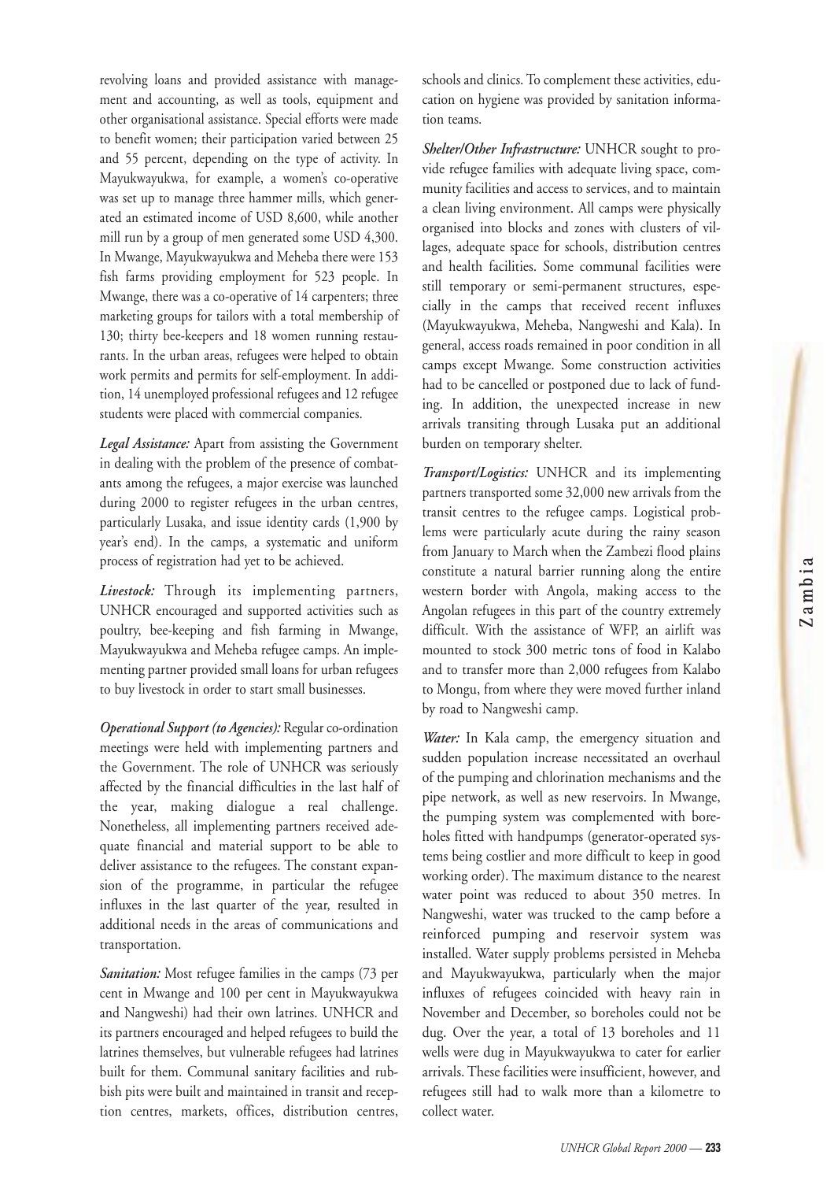revolving loans and provided assistance with management and accounting, as well as tools, equipment and other organisational assistance. Special efforts were made to benefit women; their participation varied between 25 and 55 percent, depending on the type of activity. In Mayukwayukwa, for example, a women's co-operative was set up to manage three hammer mills, which generated an estimated income of USD 8,600, while another mill run by a group of men generated some USD 4,300. In Mwange, Mayukwayukwa and Meheba there were 153 fish farms providing employment for 523 people. In Mwange, there was a co-operative of 14 carpenters; three marketing groups for tailors with a total membership of 130; thirty bee-keepers and 18 women running restaurants. In the urban areas, refugees were helped to obtain work permits and permits for self-employment. In addition, 14 unemployed professional refugees and 12 refugee students were placed with commercial companies.

***Legal Assistance:*** Apart from assisting the Government in dealing with the problem of the presence of combatants among the refugees, a major exercise was launched during 2000 to register refugees in the urban centres, particularly Lusaka, and issue identity cards (1,900 by year's end). In the camps, a systematic and uniform process of registration had yet to be achieved.

***Livestock:*** Through its implementing partners, UNHCR encouraged and supported activities such as poultry, bee-keeping and fish farming in Mwange, Mayukwayukwa and Meheba refugee camps. An implementing partner provided small loans for urban refugees to buy livestock in order to start small businesses.

***Operational Support (to Agencies):*** Regular co-ordination meetings were held with implementing partners and the Government. The role of UNHCR was seriously affected by the financial difficulties in the last half of the year, making dialogue a real challenge. Nonetheless, all implementing partners received adequate financial and material support to be able to deliver assistance to the refugees. The constant expansion of the programme, in particular the refugee influxes in the last quarter of the year, resulted in additional needs in the areas of communications and transportation.

***Sanitation:*** Most refugee families in the camps (73 per cent in Mwange and 100 per cent in Mayukwayukwa and Nangweshi) had their own latrines. UNHCR and its partners encouraged and helped refugees to build the latrines themselves, but vulnerable refugees had latrines built for them. Communal sanitary facilities and rubbish pits were built and maintained in transit and reception centres, markets, offices, distribution centres, schools and clinics. To complement these activities, education on hygiene was provided by sanitation information teams.

***Shelter/Other Infrastructure:*** UNHCR sought to provide refugee families with adequate living space, community facilities and access to services, and to maintain a clean living environment. All camps were physically organised into blocks and zones with clusters of villages, adequate space for schools, distribution centres and health facilities. Some communal facilities were still temporary or semi-permanent structures, especially in the camps that received recent influxes (Mayukwayukwa, Meheba, Nangweshi and Kala). In general, access roads remained in poor condition in all camps except Mwange. Some construction activities had to be cancelled or postponed due to lack of funding. In addition, the unexpected increase in new arrivals transiting through Lusaka put an additional burden on temporary shelter.

***Transport/Logistics:*** UNHCR and its implementing partners transported some 32,000 new arrivals from the transit centres to the refugee camps. Logistical problems were particularly acute during the rainy season from January to March when the Zambezi flood plains constitute a natural barrier running along the entire western border with Angola, making access to the Angolan refugees in this part of the country extremely difficult. With the assistance of WFP, an airlift was mounted to stock 300 metric tons of food in Kalabo and to transfer more than 2,000 refugees from Kalabo to Mongu, from where they were moved further inland by road to Nangweshi camp.

***Water:*** In Kala camp, the emergency situation and sudden population increase necessitated an overhaul of the pumping and chlorination mechanisms and the pipe network, as well as new reservoirs. In Mwange, the pumping system was complemented with boreholes fitted with handpumps (generator-operated systems being costlier and more difficult to keep in good working order). The maximum distance to the nearest water point was reduced to about 350 metres. In Nangweshi, water was trucked to the camp before a reinforced pumping and reservoir system was installed. Water supply problems persisted in Meheba and Mayukwayukwa, particularly when the major influxes of refugees coincided with heavy rain in November and December, so boreholes could not be dug. Over the year, a total of 13 boreholes and 11 wells were dug in Mayukwayukwa to cater for earlier arrivals. These facilities were insufficient, however, and refugees still had to walk more than a kilometre to collect water.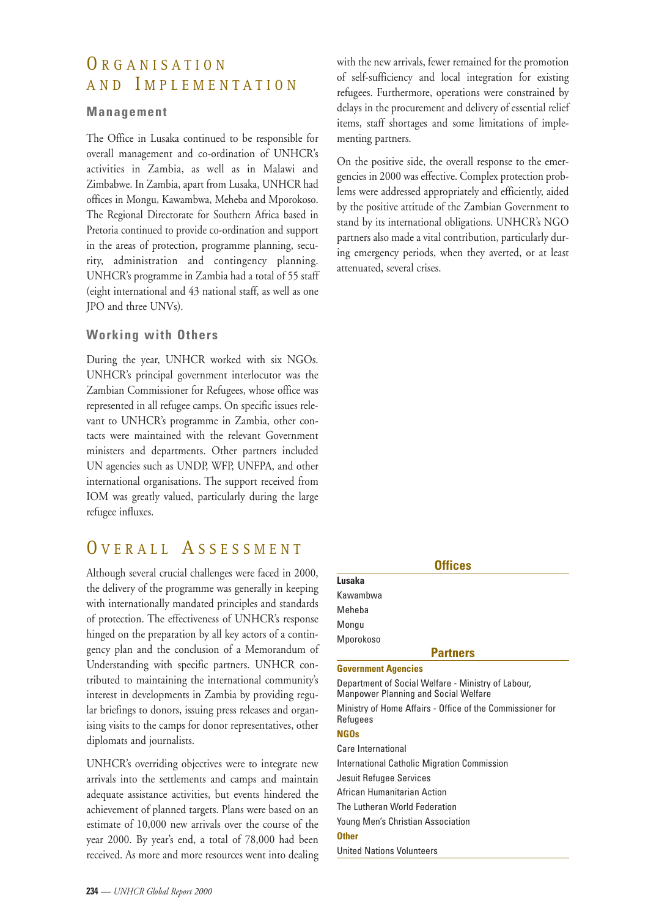# Organisation and Implementation

### Management

The Office in Lusaka continued to be responsible for overall management and co-ordination of UNHCR's activities in Zambia, as well as in Malawi and Zimbabwe. In Zambia, apart from Lusaka, UNHCR had offices in Mongu, Kawambwa, Meheba and Mporokoso. The Regional Directorate for Southern Africa based in Pretoria continued to provide co-ordination and support in the areas of protection, programme planning, security, administration and contingency planning. UNHCR's programme in Zambia had a total of 55 staff (eight international and 43 national staff, as well as one JPO and three UNVs).

### Working with Others

During the year, UNHCR worked with six NGOs. UNHCR's principal government interlocutor was the Zambian Commissioner for Refugees, whose office was represented in all refugee camps. On specific issues relevant to UNHCR's programme in Zambia, other contacts were maintained with the relevant Government ministers and departments. Other partners included UN agencies such as UNDP, WFP, UNFPA, and other international organisations. The support received from IOM was greatly valued, particularly during the large refugee influxes.

# Overall Assessment

Although several crucial challenges were faced in 2000, the delivery of the programme was generally in keeping with internationally mandated principles and standards of protection. The effectiveness of UNHCR's response hinged on the preparation by all key actors of a contingency plan and the conclusion of a Memorandum of Understanding with specific partners. UNHCR contributed to maintaining the international community's interest in developments in Zambia by providing regular briefings to donors, issuing press releases and organising visits to the camps for donor representatives, other diplomats and journalists.

UNHCR's overriding objectives were to integrate new arrivals into the settlements and camps and maintain adequate assistance activities, but events hindered the achievement of planned targets. Plans were based on an estimate of 10,000 new arrivals over the course of the year 2000. By year's end, a total of 78,000 had been received. As more and more resources went into dealing with the new arrivals, fewer remained for the promotion of self-sufficiency and local integration for existing refugees. Furthermore, operations were constrained by delays in the procurement and delivery of essential relief items, staff shortages and some limitations of implementing partners.

On the positive side, the overall response to the emergencies in 2000 was effective. Complex protection problems were addressed appropriately and efficiently, aided by the positive attitude of the Zambian Government to stand by its international obligations. UNHCR's NGO partners also made a vital contribution, particularly during emergency periods, when they averted, or at least attenuated, several crises.

### Offices

**Lusaka**

Kawambwa

Meheba

Mongu

Mporokoso

### Partners

**Government Agencies**

Department of Social Welfare - Ministry of Labour, Manpower Planning and Social Welfare

Ministry of Home Affairs - Office of the Commissioner for Refugees

**NGOs**

Care International

International Catholic Migration Commission

Jesuit Refugee Services

African Humanitarian Action

The Lutheran World Federation

Young Men's Christian Association

**Other**

United Nations Volunteers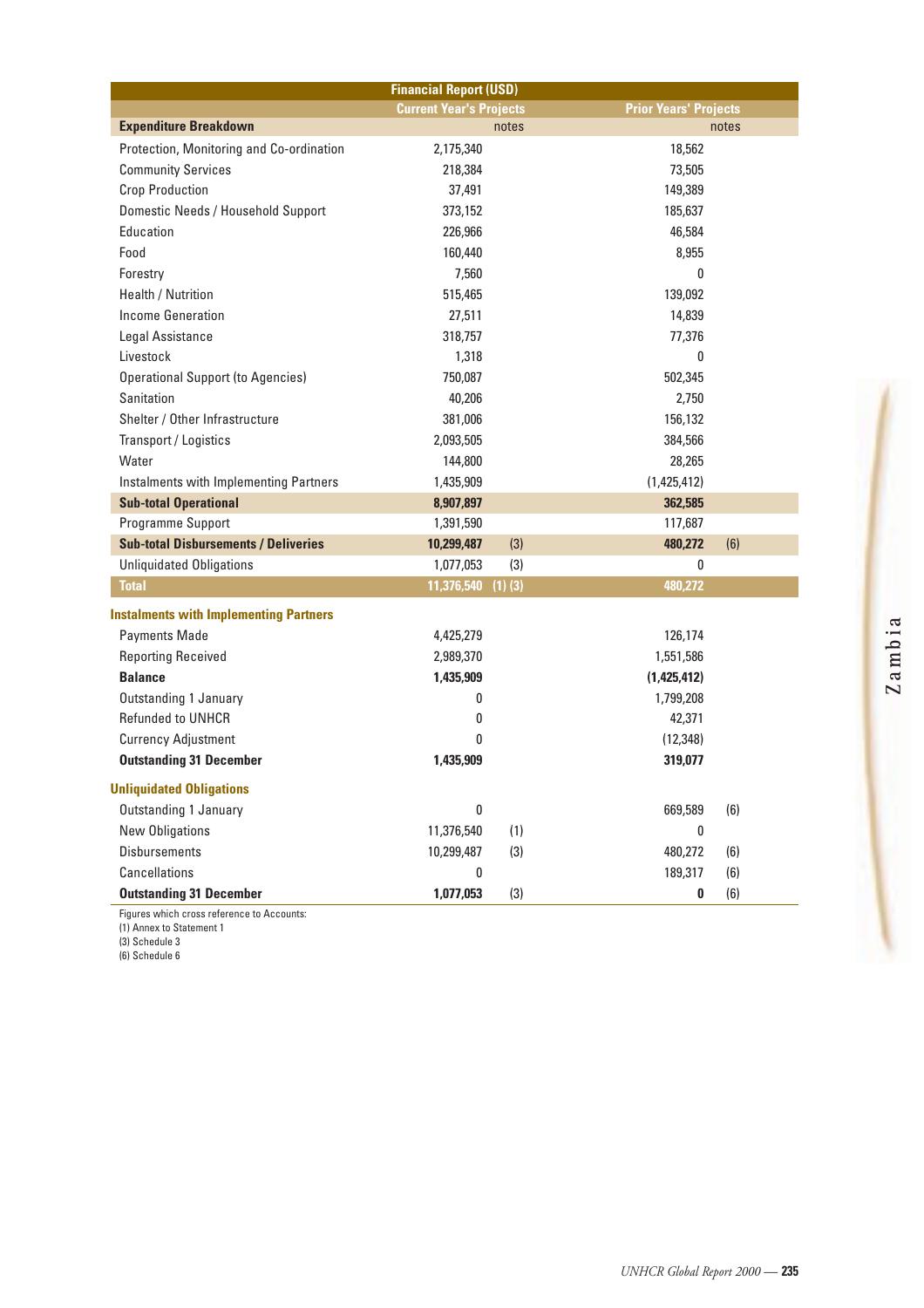| Financial Report (USD) | | | | |
|---|---|---|---|---|
| | Current Year's Projects | | Prior Years' Projects | |
| **Expenditure Breakdown** | | notes | | notes |
| Protection, Monitoring and Co-ordination | 2,175,340 | | 18,562 | |
| Community Services | 218,384 | | 73,505 | |
| Crop Production | 37,491 | | 149,389 | |
| Domestic Needs / Household Support | 373,152 | | 185,637 | |
| Education | 226,966 | | 46,584 | |
| Food | 160,440 | | 8,955 | |
| Forestry | 7,560 | | 0 | |
| Health / Nutrition | 515,465 | | 139,092 | |
| Income Generation | 27,511 | | 14,839 | |
| Legal Assistance | 318,757 | | 77,376 | |
| Livestock | 1,318 | | 0 | |
| Operational Support (to Agencies) | 750,087 | | 502,345 | |
| Sanitation | 40,206 | | 2,750 | |
| Shelter / Other Infrastructure | 381,006 | | 156,132 | |
| Transport / Logistics | 2,093,505 | | 384,566 | |
| Water | 144,800 | | 28,265 | |
| Instalments with Implementing Partners | 1,435,909 | | (1,425,412) | |
| **Sub-total Operational** | **8,907,897** | | **362,585** | |
| Programme Support | 1,391,590 | | 117,687 | |
| **Sub-total Disbursements / Deliveries** | **10,299,487** | (3) | **480,272** | (6) |
| Unliquidated Obligations | 1,077,053 | (3) | 0 | |
| **Total** | **11,376,540** | (1) (3) | **480,272** | |
| **Instalments with Implementing Partners** | | | | |
| Payments Made | 4,425,279 | | 126,174 | |
| Reporting Received | 2,989,370 | | 1,551,586 | |
| **Balance** | **1,435,909** | | **(1,425,412)** | |
| Outstanding 1 January | 0 | | 1,799,208 | |
| Refunded to UNHCR | 0 | | 42,371 | |
| Currency Adjustment | 0 | | (12,348) | |
| **Outstanding 31 December** | **1,435,909** | | **319,077** | |
| **Unliquidated Obligations** | | | | |
| Outstanding 1 January | 0 | | 669,589 | (6) |
| New Obligations | 11,376,540 | (1) | 0 | |
| Disbursements | 10,299,487 | (3) | 480,272 | (6) |
| Cancellations | 0 | | 189,317 | (6) |
| **Outstanding 31 December** | **1,077,053** | (3) | **0** | (6) |

Figures which cross reference to Accounts:
(1) Annex to Statement 1
(3) Schedule 3
(6) Schedule 6